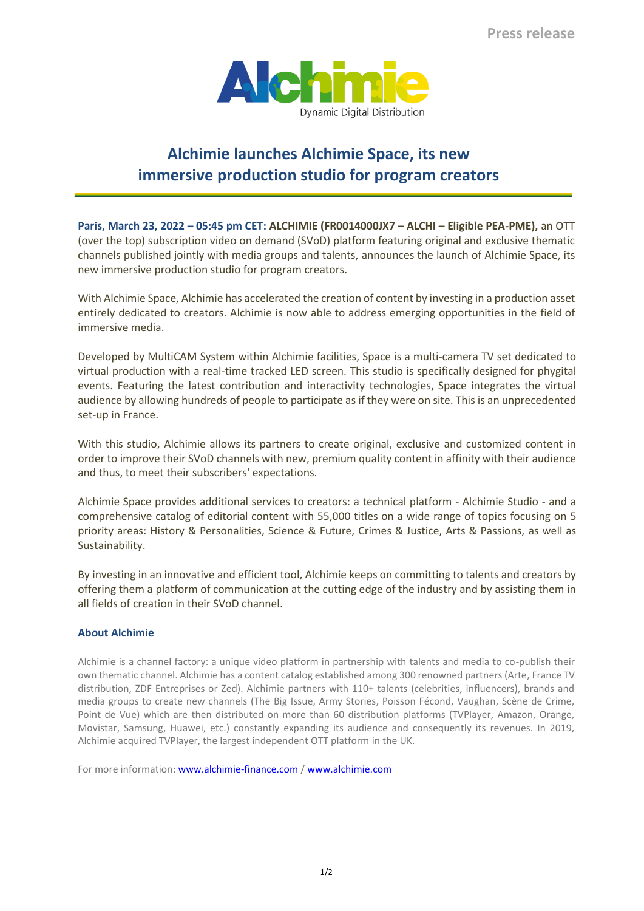Press release

Alchimie

Dynamic Digital Distribution

# Alchimie launches Alchimie Space, its new immersive production studio for program creators

**Paris, March 23, 2022 – 05:45 pm CET: ALCHIMIE (FR0014000JX7 – ALCHI – Eligible PEA-PME),** an OTT (over the top) subscription video on demand (SVoD) platform featuring original and exclusive thematic channels published jointly with media groups and talents, announces the launch of Alchimie Space, its new immersive production studio for program creators.

With Alchimie Space, Alchimie has accelerated the creation of content by investing in a production asset entirely dedicated to creators. Alchimie is now able to address emerging opportunities in the field of immersive media.

Developed by MultiCAM System within Alchimie facilities, Space is a multi-camera TV set dedicated to virtual production with a real-time tracked LED screen. This studio is specifically designed for phygital events. Featuring the latest contribution and interactivity technologies, Space integrates the virtual audience by allowing hundreds of people to participate as if they were on site. This is an unprecedented set-up in France.

With this studio, Alchimie allows its partners to create original, exclusive and customized content in order to improve their SVoD channels with new, premium quality content in affinity with their audience and thus, to meet their subscribers' expectations.

Alchimie Space provides additional services to creators: a technical platform - Alchimie Studio - and a comprehensive catalog of editorial content with 55,000 titles on a wide range of topics focusing on 5 priority areas: History & Personalities, Science & Future, Crimes & Justice, Arts & Passions, as well as Sustainability.

By investing in an innovative and efficient tool, Alchimie keeps on committing to talents and creators by offering them a platform of communication at the cutting edge of the industry and by assisting them in all fields of creation in their SVoD channel.

## About Alchimie

Alchimie is a channel factory: a unique video platform in partnership with talents and media to co-publish their own thematic channel. Alchimie has a content catalog established among 300 renowned partners (Arte, France TV distribution, ZDF Entreprises or Zed). Alchimie partners with 110+ talents (celebrities, influencers), brands and media groups to create new channels (The Big Issue, Army Stories, Poisson Fécond, Vaughan, Scène de Crime, Point de Vue) which are then distributed on more than 60 distribution platforms (TVPlayer, Amazon, Orange, Movistar, Samsung, Huawei, etc.) constantly expanding its audience and consequently its revenues. In 2019, Alchimie acquired TVPlayer, the largest independent OTT platform in the UK.

For more information: [www.alchimie-finance.com](http://www.alchimie-finance.com) / [www.alchimie.com](http://www.alchimie.com)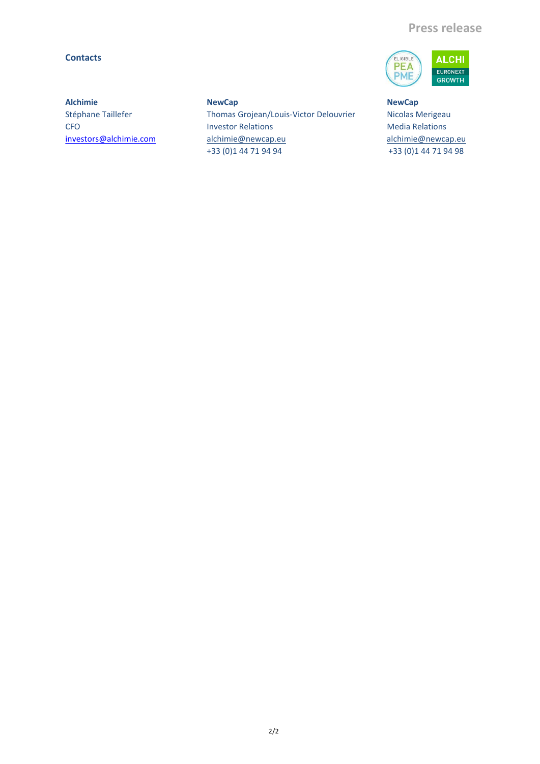**Contacts**

**Alchimie**
Stéphane Taillefer
CFO
investors@alchimie.com

**NewCap**
Thomas Grojean/Louis-Victor Delouvrier
Investor Relations
alchimie@newcap.eu
+33 (0)1 44 71 94 94

**NewCap**
Nicolas Merigeau
Media Relations
alchimie@newcap.eu
+33 (0)1 44 71 94 98